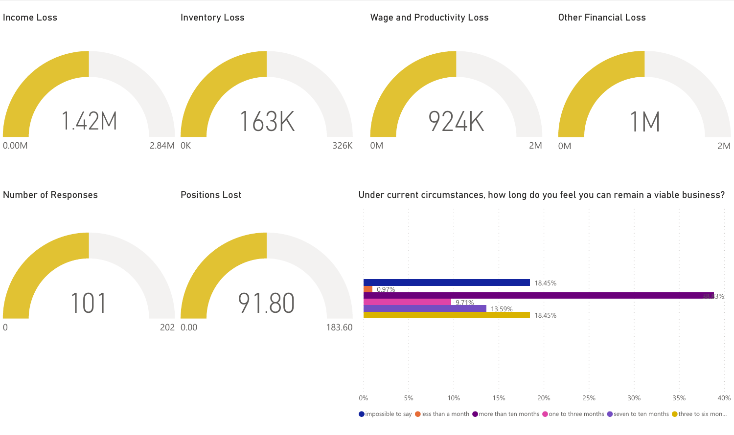## Income Loss

1.42M

0.00M – 2.84M

## Inventory Loss

163K

0K – 326K

## Wage and Productivity Loss

924K

0M – 2M

## Other Financial Loss

1M

0M – 2M

## Number of Responses

101

0 – 202

## Positions Lost

91.80

0.00 – 183.60

## Under current circumstances, how long do you feel you can remain a viable business?

| Response | Percentage |
| --- | --- |
| impossible to say | 18.45% |
| less than a month | 0.97% |
| more than ten months | 38.83% |
| one to three months | 9.71% |
| seven to ten months | 13.59% |
| three to six mon... | 18.45% |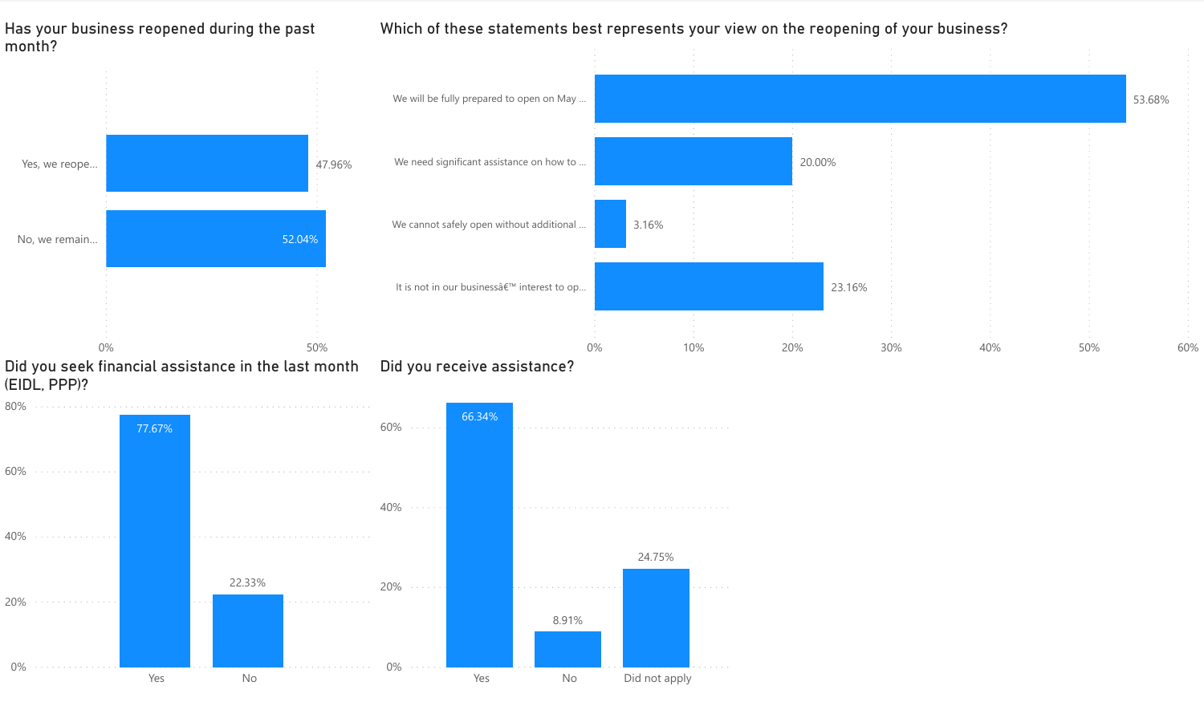## Has your business reopened during the past month?

Yes, we reope...

47.96%

No, we remain...

52.04%

0%

50%

## Which of these statements best represents your view on the reopening of your business?

We will be fully prepared to open on May ...

53.68%

We need significant assistance on how to ...

20.00%

We cannot safely open without additional ...

3.16%

It is not in our businessâ€™ interest to op...

23.16%

0%

10%

20%

30%

40%

50%

60%

## Did you seek financial assistance in the last month (EIDL, PPP)?

80%

60%

40%

20%

0%

77.67%

22.33%

Yes

No

## Did you receive assistance?

60%

40%

20%

0%

66.34%

8.91%

24.75%

Yes

No

Did not apply